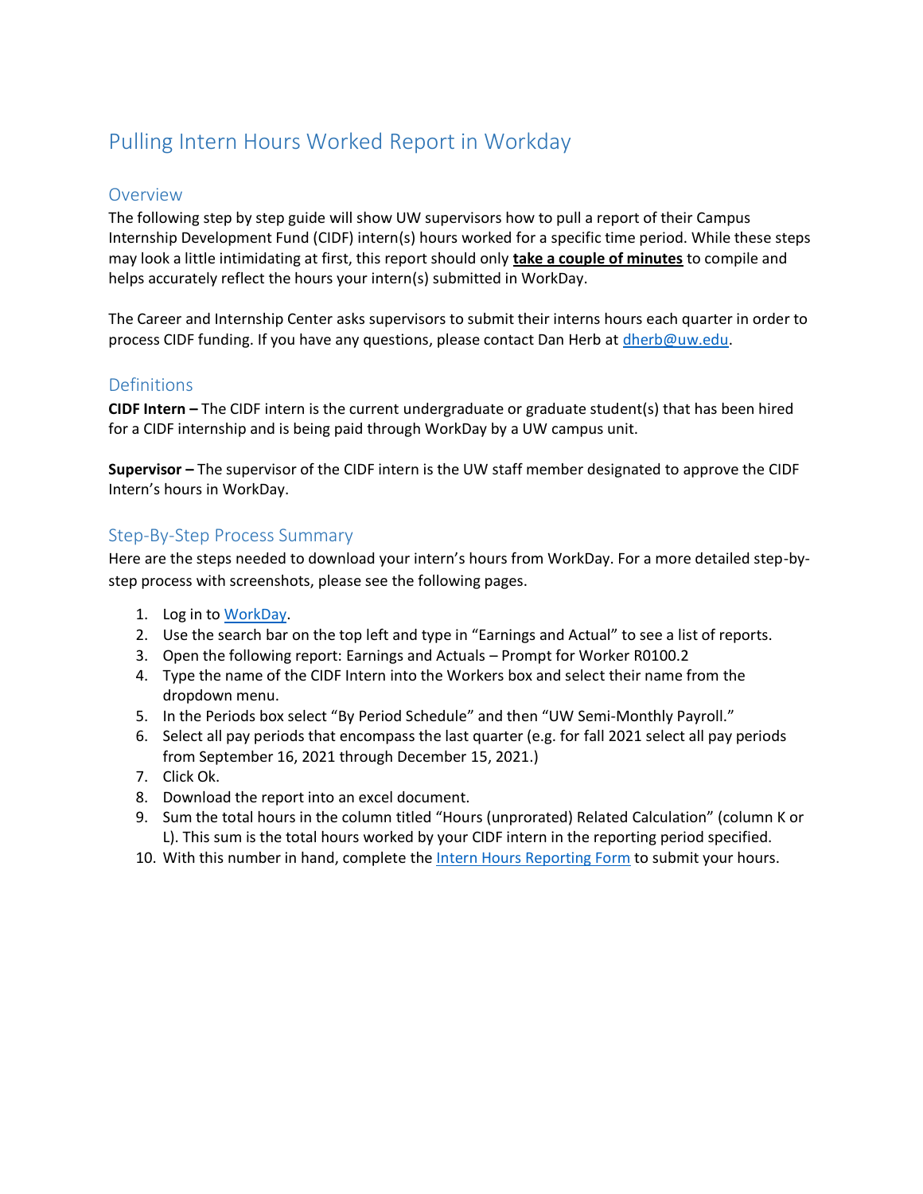# Pulling Intern Hours Worked Report in Workday

## Overview

The following step by step guide will show UW supervisors how to pull a report of their Campus Internship Development Fund (CIDF) intern(s) hours worked for a specific time period. While these steps may look a little intimidating at first, this report should only **take a couple of minutes** to compile and helps accurately reflect the hours your intern(s) submitted in WorkDay.

The Career and Internship Center asks supervisors to submit their interns hours each quarter in order to process CIDF funding. If you have any questions, please contact Dan Herb at dherb@uw.edu.

## Definitions

**CIDF Intern –** The CIDF intern is the current undergraduate or graduate student(s) that has been hired for a CIDF internship and is being paid through WorkDay by a UW campus unit.

**Supervisor –** The supervisor of the CIDF intern is the UW staff member designated to approve the CIDF Intern's hours in WorkDay.

## Step-By-Step Process Summary

Here are the steps needed to download your intern's hours from WorkDay. For a more detailed step-by-step process with screenshots, please see the following pages.

1. Log in to WorkDay.
2. Use the search bar on the top left and type in "Earnings and Actual" to see a list of reports.
3. Open the following report: Earnings and Actuals – Prompt for Worker R0100.2
4. Type the name of the CIDF Intern into the Workers box and select their name from the dropdown menu.
5. In the Periods box select "By Period Schedule" and then "UW Semi-Monthly Payroll."
6. Select all pay periods that encompass the last quarter (e.g. for fall 2021 select all pay periods from September 16, 2021 through December 15, 2021.)
7. Click Ok.
8. Download the report into an excel document.
9. Sum the total hours in the column titled "Hours (unprorated) Related Calculation" (column K or L). This sum is the total hours worked by your CIDF intern in the reporting period specified.
10. With this number in hand, complete the Intern Hours Reporting Form to submit your hours.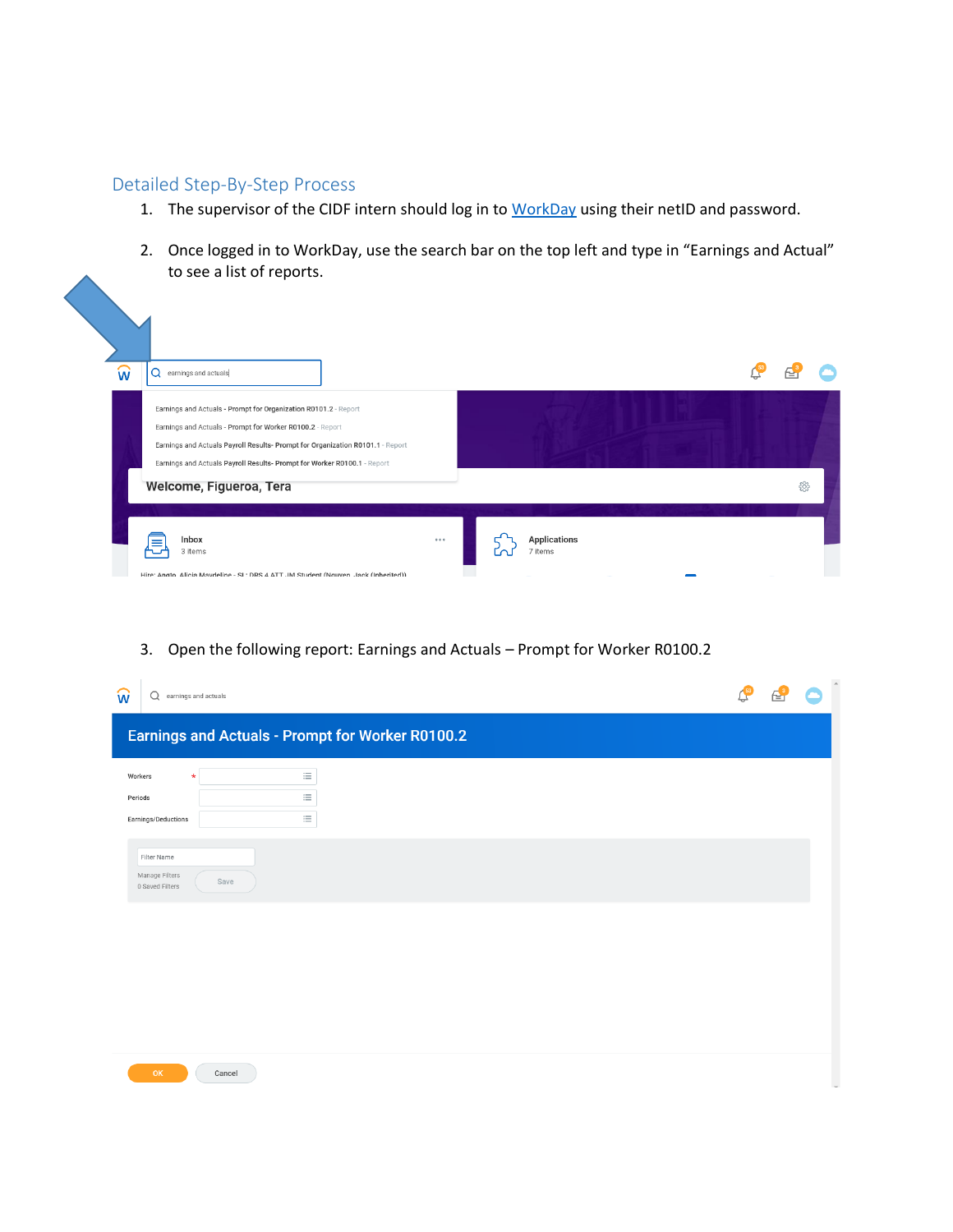## Detailed Step-By-Step Process

1. The supervisor of the CIDF intern should log in to WorkDay using their netID and password.

2. Once logged in to WorkDay, use the search bar on the top left and type in "Earnings and Actual" to see a list of reports.

3. Open the following report: Earnings and Actuals – Prompt for Worker R0100.2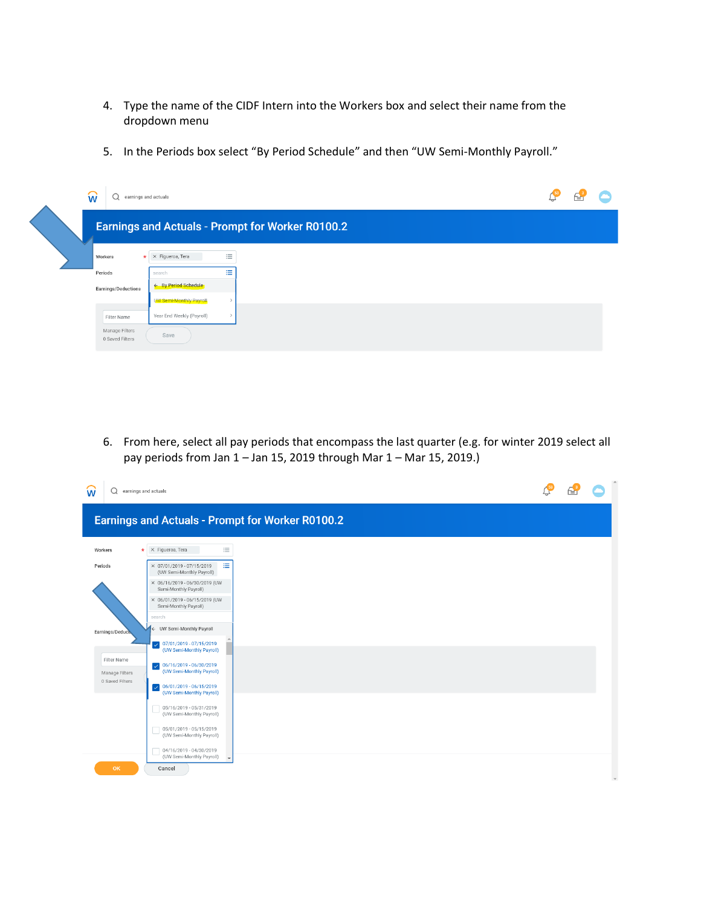4. Type the name of the CIDF Intern into the Workers box and select their name from the dropdown menu

5. In the Periods box select “By Period Schedule” and then “UW Semi-Monthly Payroll.”

6. From here, select all pay periods that encompass the last quarter (e.g. for winter 2019 select all pay periods from Jan 1 – Jan 15, 2019 through Mar 1 – Mar 15, 2019.)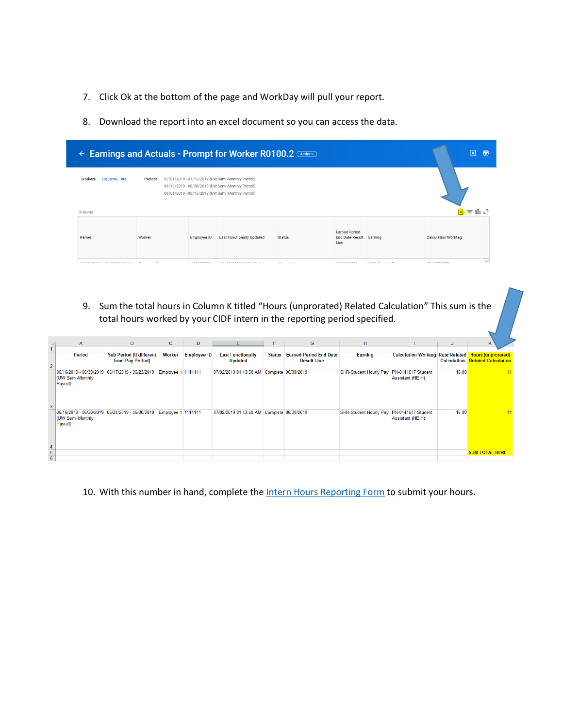7. Click Ok at the bottom of the page and WorkDay will pull your report.

8. Download the report into an excel document so you can access the data.

9. Sum the total hours in Column K titled “Hours (unprorated) Related Calculation” This sum is the total hours worked by your CIDF intern in the reporting period specified.

| Period | Sub Period (If different from Pay Period) | Worker | Employee ID | Last Functionally Updated | Status | Earned Period End Date Result Line | Earning | Calculation Worktag | Rate Related Calculation | Hours (unprorated) Related Calculation |
|---|---|---|---|---|---|---|---|---|---|---|
| 06/16/2019 - 06/30/2019 (UW Semi-Monthly Payroll) | 06/17/2019 - 06/23/2019 | Employee 1 | 1111111 | 07/02/2019 01:43:58 AM | Complete | 06/30/2019 | SHR-Student Hourly Pay | PN-0141617 Student Assistant (NE H) | 16.00 | 11 |
| 06/16/2019 - 06/30/2019 (UW Semi-Monthly Payroll) | 06/24/2019 - 06/30/2019 | Employee 1 | 1111111 | 07/02/2019 01:43:58 AM | Complete | 06/30/2019 | SHR-Student Hourly Pay | PN-0141617 Student Assistant (NE H) | 16.00 | 11 |
| | | | | | | | | | | SUM TOTAL HERE |

10. With this number in hand, complete the Intern Hours Reporting Form to submit your hours.